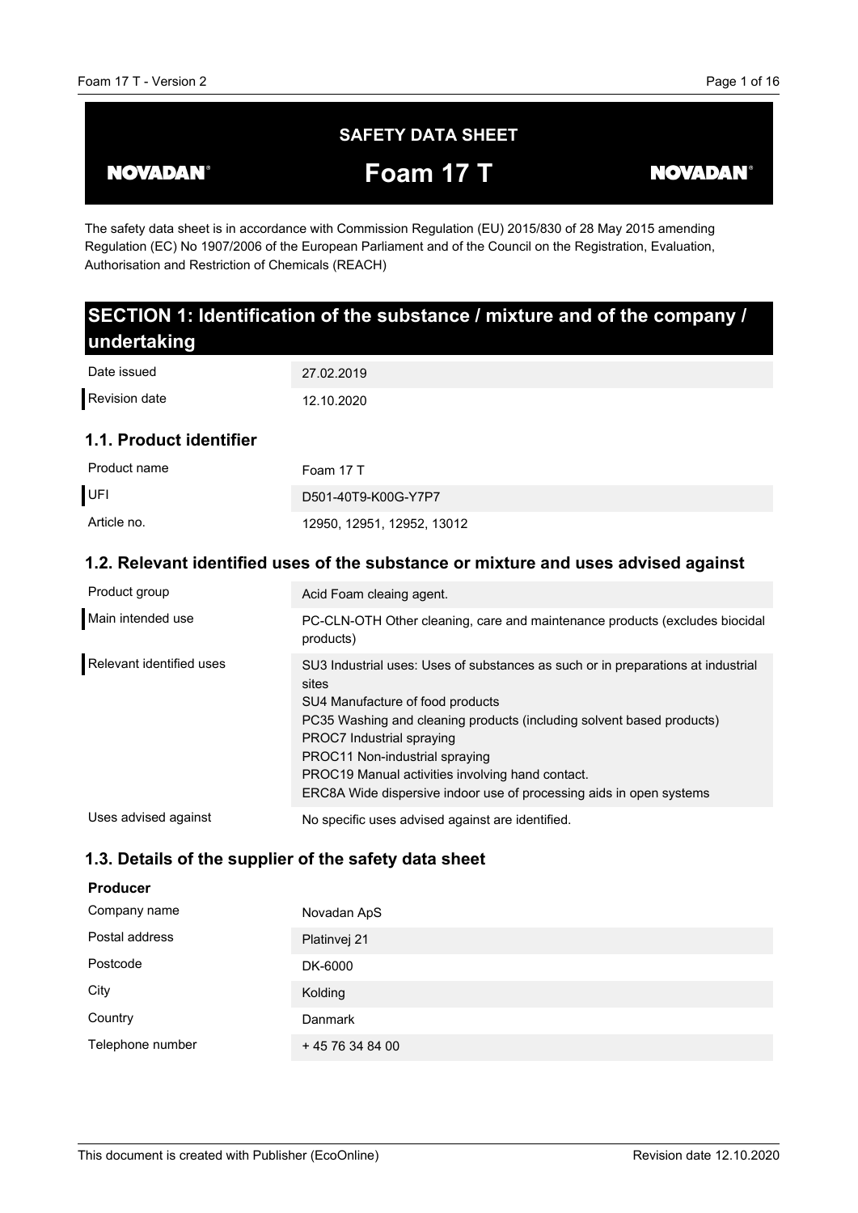# SAFETY DATA SHEET

# Foam 17 T

NOVADAN®

The safety data sheet is in accordance with Commission Regulation (EU) 2015/830 of 28 May 2015 amending Regulation (EC) No 1907/2006 of the European Parliament and of the Council on the Registration, Evaluation, Authorisation and Restriction of Chemicals (REACH)

## SECTION 1: Identification of the substance / mixture and of the company / undertaking

| | |
|---|---|
| Date issued | 27.02.2019 |
| Revision date | 12.10.2020 |

### 1.1. Product identifier

| | |
|---|---|
| Product name | Foam 17 T |
| UFI | D501-40T9-K00G-Y7P7 |
| Article no. | 12950, 12951, 12952, 13012 |

### 1.2. Relevant identified uses of the substance or mixture and uses advised against

| | |
|---|---|
| Product group | Acid Foam cleaning agent. |
| Main intended use | PC-CLN-OTH Other cleaning, care and maintenance products (excludes biocidal products) |
| Relevant identified uses | SU3 Industrial uses: Uses of substances as such or in preparations at industrial sites<br>SU4 Manufacture of food products<br>PC35 Washing and cleaning products (including solvent based products)<br>PROC7 Industrial spraying<br>PROC11 Non-industrial spraying<br>PROC19 Manual activities involving hand contact.<br>ERC8A Wide dispersive indoor use of processing aids in open systems |
| Uses advised against | No specific uses advised against are identified. |

### 1.3. Details of the supplier of the safety data sheet

**Producer**

| | |
|---|---|
| Company name | Novadan ApS |
| Postal address | Platinvej 21 |
| Postcode | DK-6000 |
| City | Kolding |
| Country | Danmark |
| Telephone number | + 45 76 34 84 00 |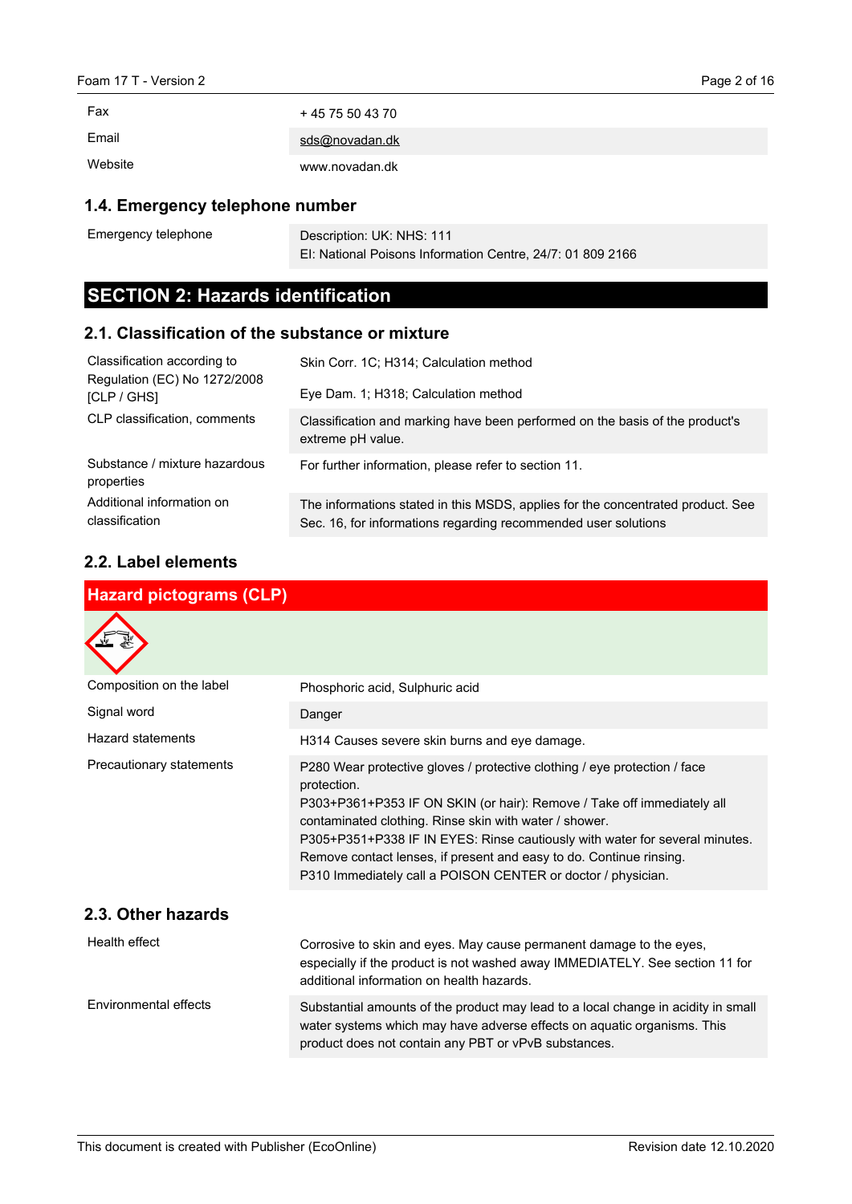| | |
|---|---|
| Fax | + 45 75 50 43 70 |
| Email | sds@novadan.dk |
| Website | www.novadan.dk |

### 1.4. Emergency telephone number

| | |
|---|---|
| Emergency telephone | Description: UK: NHS: 111<br>EI: National Poisons Information Centre, 24/7: 01 809 2166 |

## SECTION 2: Hazards identification

### 2.1. Classification of the substance or mixture

| | |
|---|---|
| Classification according to Regulation (EC) No 1272/2008 [CLP / GHS] | Skin Corr. 1C; H314; Calculation method<br><br>Eye Dam. 1; H318; Calculation method |
| CLP classification, comments | Classification and marking have been performed on the basis of the product's extreme pH value. |
| Substance / mixture hazardous properties | For further information, please refer to section 11. |
| Additional information on classification | The informations stated in this MSDS, applies for the concentrated product. See Sec. 16, for informations regarding recommended user solutions |

### 2.2. Label elements

**Hazard pictograms (CLP)**

| | |
|---|---|
| Composition on the label | Phosphoric acid, Sulphuric acid |
| Signal word | Danger |
| Hazard statements | H314 Causes severe skin burns and eye damage. |
| Precautionary statements | P280 Wear protective gloves / protective clothing / eye protection / face protection.<br>P303+P361+P353 IF ON SKIN (or hair): Remove / Take off immediately all contaminated clothing. Rinse skin with water / shower.<br>P305+P351+P338 IF IN EYES: Rinse cautiously with water for several minutes. Remove contact lenses, if present and easy to do. Continue rinsing.<br>P310 Immediately call a POISON CENTER or doctor / physician. |

### 2.3. Other hazards

| | |
|---|---|
| Health effect | Corrosive to skin and eyes. May cause permanent damage to the eyes, especially if the product is not washed away IMMEDIATELY. See section 11 for additional information on health hazards. |
| Environmental effects | Substantial amounts of the product may lead to a local change in acidity in small water systems which may have adverse effects on aquatic organisms. This product does not contain any PBT or vPvB substances. |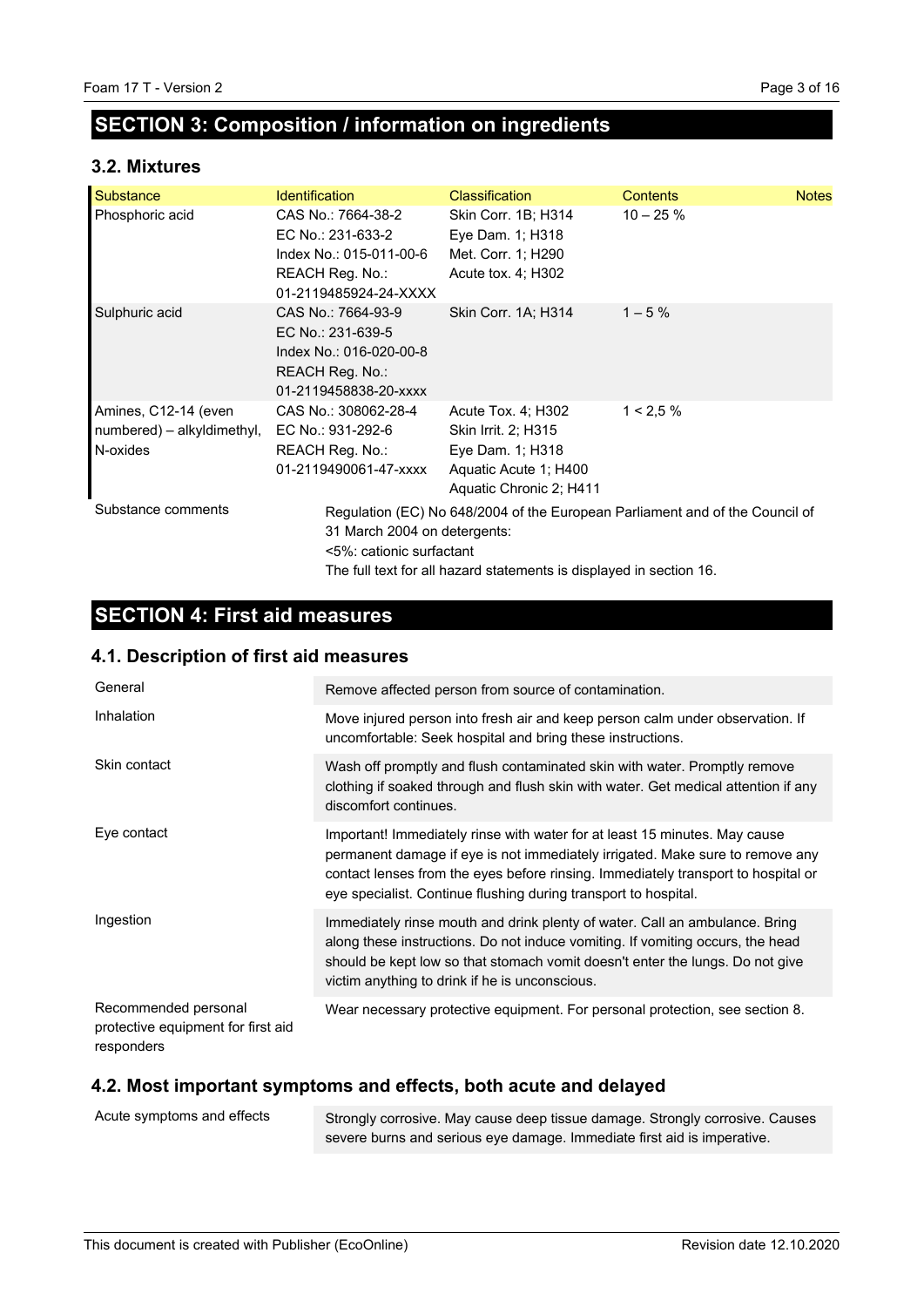## SECTION 3: Composition / information on ingredients

### 3.2. Mixtures

| Substance | Identification | Classification | Contents | Notes |
|---|---|---|---|---|
| Phosphoric acid | CAS No.: 7664-38-2<br>EC No.: 231-633-2<br>Index No.: 015-011-00-6<br>REACH Reg. No.:<br>01-2119485924-24-XXXX | Skin Corr. 1B; H314<br>Eye Dam. 1; H318<br>Met. Corr. 1; H290<br>Acute tox. 4; H302 | 10 – 25 % | |
| Sulphuric acid | CAS No.: 7664-93-9<br>EC No.: 231-639-5<br>Index No.: 016-020-00-8<br>REACH Reg. No.:<br>01-2119458838-20-xxxx | Skin Corr. 1A; H314 | 1 – 5 % | |
| Amines, C12-14 (even numbered) – alkyldimethyl, N-oxides | CAS No.: 308062-28-4<br>EC No.: 931-292-6<br>REACH Reg. No.:<br>01-2119490061-47-xxxx | Acute Tox. 4; H302<br>Skin Irrit. 2; H315<br>Eye Dam. 1; H318<br>Aquatic Acute 1; H400<br>Aquatic Chronic 2; H411 | 1 < 2,5 % | |

| | |
|---|---|
| Substance comments | Regulation (EC) No 648/2004 of the European Parliament and of the Council of 31 March 2004 on detergents:<br><5%: cationic surfactant<br>The full text for all hazard statements is displayed in section 16. |

## SECTION 4: First aid measures

### 4.1. Description of first aid measures

| | |
|---|---|
| General | Remove affected person from source of contamination. |
| Inhalation | Move injured person into fresh air and keep person calm under observation. If uncomfortable: Seek hospital and bring these instructions. |
| Skin contact | Wash off promptly and flush contaminated skin with water. Promptly remove clothing if soaked through and flush skin with water. Get medical attention if any discomfort continues. |
| Eye contact | Important! Immediately rinse with water for at least 15 minutes. May cause permanent damage if eye is not immediately irrigated. Make sure to remove any contact lenses from the eyes before rinsing. Immediately transport to hospital or eye specialist. Continue flushing during transport to hospital. |
| Ingestion | Immediately rinse mouth and drink plenty of water. Call an ambulance. Bring along these instructions. Do not induce vomiting. If vomiting occurs, the head should be kept low so that stomach vomit doesn't enter the lungs. Do not give victim anything to drink if he is unconscious. |
| Recommended personal protective equipment for first aid responders | Wear necessary protective equipment. For personal protection, see section 8. |

### 4.2. Most important symptoms and effects, both acute and delayed

| | |
|---|---|
| Acute symptoms and effects | Strongly corrosive. May cause deep tissue damage. Strongly corrosive. Causes severe burns and serious eye damage. Immediate first aid is imperative. |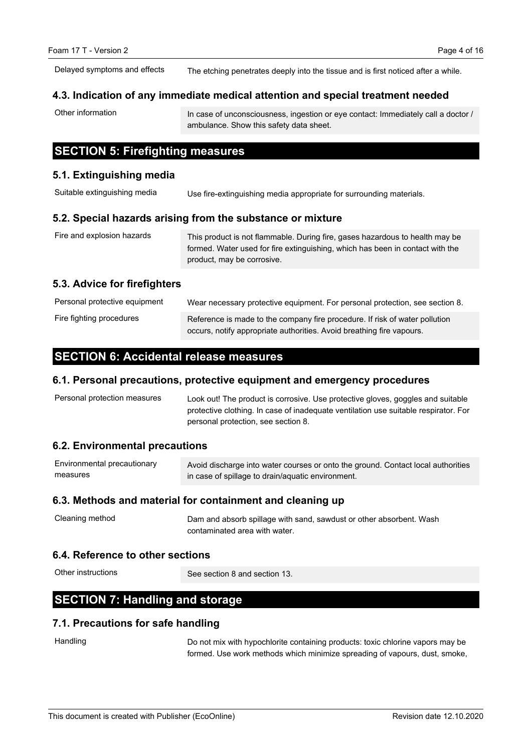| | |
|---|---|
| Delayed symptoms and effects | The etching penetrates deeply into the tissue and is first noticed after a while. |

### 4.3. Indication of any immediate medical attention and special treatment needed

| | |
|---|---|
| Other information | In case of unconsciousness, ingestion or eye contact: Immediately call a doctor / ambulance. Show this safety data sheet. |

## SECTION 5: Firefighting measures

### 5.1. Extinguishing media

| | |
|---|---|
| Suitable extinguishing media | Use fire-extinguishing media appropriate for surrounding materials. |

### 5.2. Special hazards arising from the substance or mixture

| | |
|---|---|
| Fire and explosion hazards | This product is not flammable. During fire, gases hazardous to health may be formed. Water used for fire extinguishing, which has been in contact with the product, may be corrosive. |

### 5.3. Advice for firefighters

| | |
|---|---|
| Personal protective equipment | Wear necessary protective equipment. For personal protection, see section 8. |
| Fire fighting procedures | Reference is made to the company fire procedure. If risk of water pollution occurs, notify appropriate authorities. Avoid breathing fire vapours. |

## SECTION 6: Accidental release measures

### 6.1. Personal precautions, protective equipment and emergency procedures

| | |
|---|---|
| Personal protection measures | Look out! The product is corrosive. Use protective gloves, goggles and suitable protective clothing. In case of inadequate ventilation use suitable respirator. For personal protection, see section 8. |

### 6.2. Environmental precautions

| | |
|---|---|
| Environmental precautionary measures | Avoid discharge into water courses or onto the ground. Contact local authorities in case of spillage to drain/aquatic environment. |

### 6.3. Methods and material for containment and cleaning up

| | |
|---|---|
| Cleaning method | Dam and absorb spillage with sand, sawdust or other absorbent. Wash contaminated area with water. |

### 6.4. Reference to other sections

| | |
|---|---|
| Other instructions | See section 8 and section 13. |

## SECTION 7: Handling and storage

### 7.1. Precautions for safe handling

| | |
|---|---|
| Handling | Do not mix with hypochlorite containing products: toxic chlorine vapors may be formed. Use work methods which minimize spreading of vapours, dust, smoke, |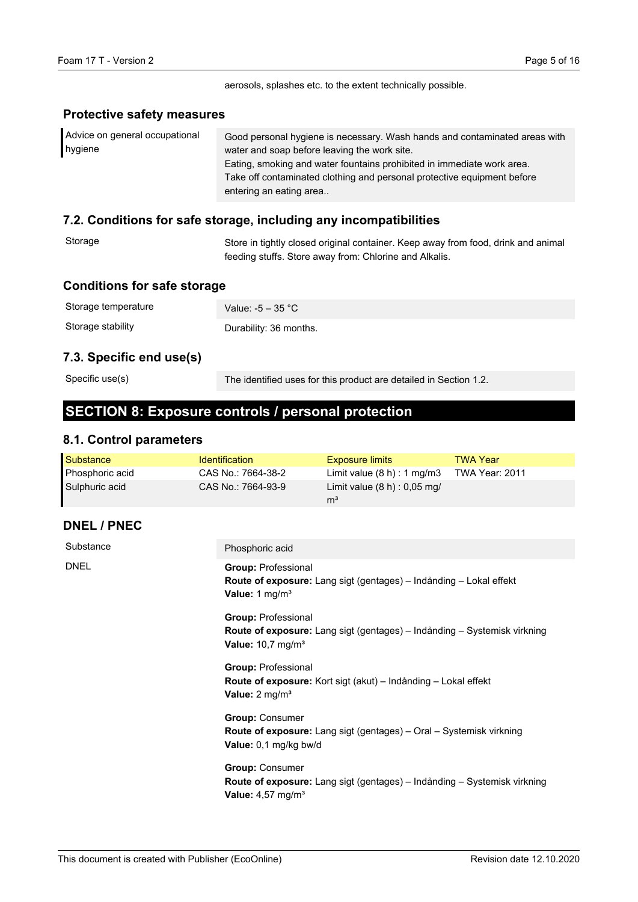aerosols, splashes etc. to the extent technically possible.

### Protective safety measures

| | |
|---|---|
| Advice on general occupational hygiene | Good personal hygiene is necessary. Wash hands and contaminated areas with water and soap before leaving the work site.<br>Eating, smoking and water fountains prohibited in immediate work area.<br>Take off contaminated clothing and personal protective equipment before entering an eating area.. |

### 7.2. Conditions for safe storage, including any incompatibilities

| | |
|---|---|
| Storage | Store in tightly closed original container. Keep away from food, drink and animal feeding stuffs. Store away from: Chlorine and Alkalis. |

### Conditions for safe storage

| | |
|---|---|
| Storage temperature | Value: -5 – 35 °C |
| Storage stability | Durability: 36 months. |

### 7.3. Specific end use(s)

| | |
|---|---|
| Specific use(s) | The identified uses for this product are detailed in Section 1.2. |

## SECTION 8: Exposure controls / personal protection

### 8.1. Control parameters

| Substance | Identification | Exposure limits | TWA Year |
|---|---|---|---|
| Phosphoric acid | CAS No.: 7664-38-2 | Limit value (8 h) : 1 mg/m3 | TWA Year: 2011 |
| Sulphuric acid | CAS No.: 7664-93-9 | Limit value (8 h) : 0,05 mg/m³ | |

### DNEL / PNEC

| | |
|---|---|
| Substance | Phosphoric acid |
| DNEL | **Group:** Professional<br>**Route of exposure:** Lang sigt (gentages) – Indånding – Lokal effekt<br>**Value:** 1 mg/m³<br><br>**Group:** Professional<br>**Route of exposure:** Lang sigt (gentages) – Indånding – Systemisk virkning<br>**Value:** 10,7 mg/m³<br><br>**Group:** Professional<br>**Route of exposure:** Kort sigt (akut) – Indånding – Lokal effekt<br>**Value:** 2 mg/m³<br><br>**Group:** Consumer<br>**Route of exposure:** Lang sigt (gentages) – Oral – Systemisk virkning<br>**Value:** 0,1 mg/kg bw/d<br><br>**Group:** Consumer<br>**Route of exposure:** Lang sigt (gentages) – Indånding – Systemisk virkning<br>**Value:** 4,57 mg/m³ |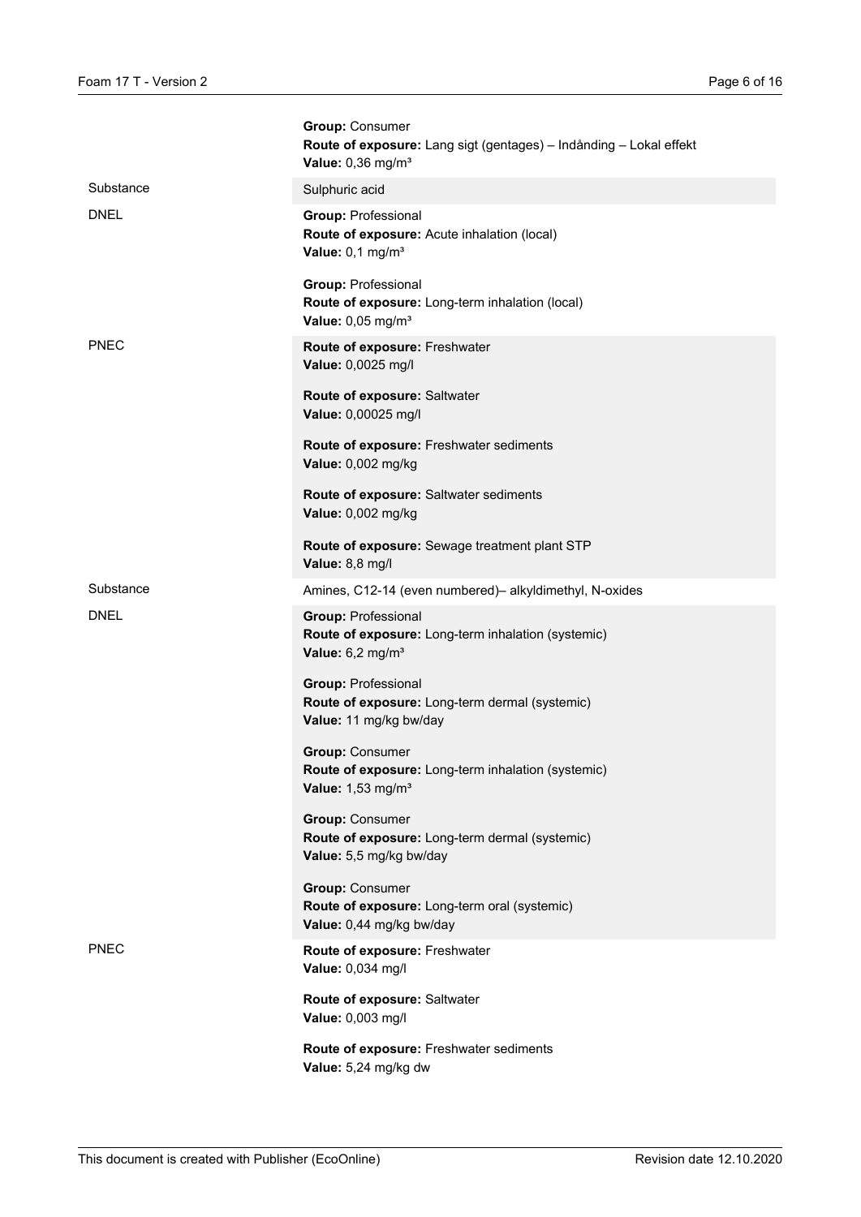| | |
|---|---|
| | **Group:** Consumer<br>**Route of exposure:** Lang sigt (gentages) – Indånding – Lokal effekt<br>**Value:** 0,36 mg/m³ |
| Substance | Sulphuric acid |
| DNEL | **Group:** Professional<br>**Route of exposure:** Acute inhalation (local)<br>**Value:** 0,1 mg/m³<br><br>**Group:** Professional<br>**Route of exposure:** Long-term inhalation (local)<br>**Value:** 0,05 mg/m³ |
| PNEC | **Route of exposure:** Freshwater<br>**Value:** 0,0025 mg/l<br><br>**Route of exposure:** Saltwater<br>**Value:** 0,00025 mg/l<br><br>**Route of exposure:** Freshwater sediments<br>**Value:** 0,002 mg/kg<br><br>**Route of exposure:** Saltwater sediments<br>**Value:** 0,002 mg/kg<br><br>**Route of exposure:** Sewage treatment plant STP<br>**Value:** 8,8 mg/l |
| Substance | Amines, C12-14 (even numbered)– alkyldimethyl, N-oxides |
| DNEL | **Group:** Professional<br>**Route of exposure:** Long-term inhalation (systemic)<br>**Value:** 6,2 mg/m³<br><br>**Group:** Professional<br>**Route of exposure:** Long-term dermal (systemic)<br>**Value:** 11 mg/kg bw/day<br><br>**Group:** Consumer<br>**Route of exposure:** Long-term inhalation (systemic)<br>**Value:** 1,53 mg/m³<br><br>**Group:** Consumer<br>**Route of exposure:** Long-term dermal (systemic)<br>**Value:** 5,5 mg/kg bw/day<br><br>**Group:** Consumer<br>**Route of exposure:** Long-term oral (systemic)<br>**Value:** 0,44 mg/kg bw/day |
| PNEC | **Route of exposure:** Freshwater<br>**Value:** 0,034 mg/l<br><br>**Route of exposure:** Saltwater<br>**Value:** 0,003 mg/l<br><br>**Route of exposure:** Freshwater sediments<br>**Value:** 5,24 mg/kg dw |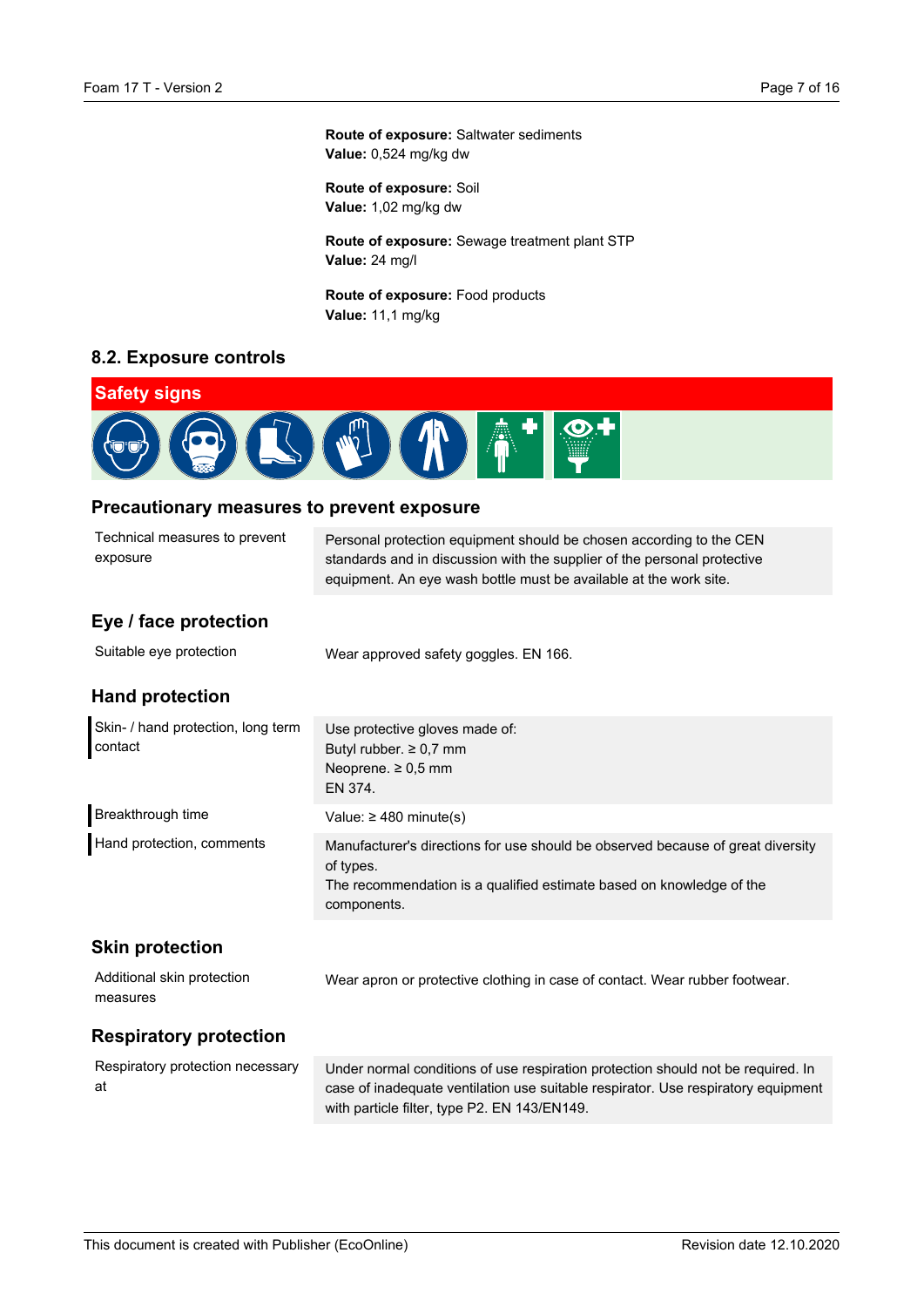**Route of exposure:** Saltwater sediments
**Value:** 0,524 mg/kg dw

**Route of exposure:** Soil
**Value:** 1,02 mg/kg dw

**Route of exposure:** Sewage treatment plant STP
**Value:** 24 mg/l

**Route of exposure:** Food products
**Value:** 11,1 mg/kg

## 8.2. Exposure controls

### Safety signs

### Precautionary measures to prevent exposure

| | |
|---|---|
| Technical measures to prevent exposure | Personal protection equipment should be chosen according to the CEN standards and in discussion with the supplier of the personal protective equipment. An eye wash bottle must be available at the work site. |

### Eye / face protection

| | |
|---|---|
| Suitable eye protection | Wear approved safety goggles. EN 166. |

### Hand protection

| | |
|---|---|
| Skin- / hand protection, long term contact | Use protective gloves made of:<br>Butyl rubber. ≥ 0,7 mm<br>Neoprene. ≥ 0,5 mm<br>EN 374. |
| Breakthrough time | Value: ≥ 480 minute(s) |
| Hand protection, comments | Manufacturer's directions for use should be observed because of great diversity of types.<br>The recommendation is a qualified estimate based on knowledge of the components. |

### Skin protection

| | |
|---|---|
| Additional skin protection measures | Wear apron or protective clothing in case of contact. Wear rubber footwear. |

### Respiratory protection

| | |
|---|---|
| Respiratory protection necessary at | Under normal conditions of use respiration protection should not be required. In case of inadequate ventilation use suitable respirator. Use respiratory equipment with particle filter, type P2. EN 143/EN149. |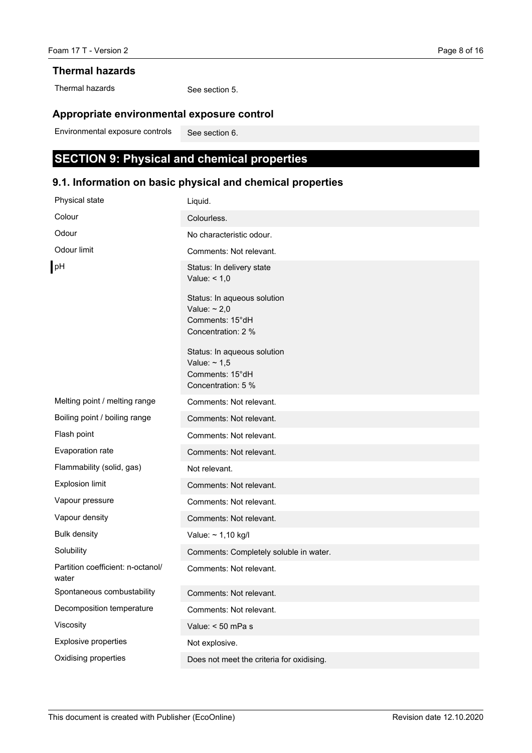### Thermal hazards

| | |
|---|---|
| Thermal hazards | See section 5. |

### Appropriate environmental exposure control

| | |
|---|---|
| Environmental exposure controls | See section 6. |

## SECTION 9: Physical and chemical properties

### 9.1. Information on basic physical and chemical properties

| | |
|---|---|
| Physical state | Liquid. |
| Colour | Colourless. |
| Odour | No characteristic odour. |
| Odour limit | Comments: Not relevant. |
| pH | Status: In delivery state<br>Value: < 1,0<br><br>Status: In aqueous solution<br>Value: ~ 2,0<br>Comments: 15°dH<br>Concentration: 2 %<br><br>Status: In aqueous solution<br>Value: ~ 1,5<br>Comments: 15°dH<br>Concentration: 5 % |
| Melting point / melting range | Comments: Not relevant. |
| Boiling point / boiling range | Comments: Not relevant. |
| Flash point | Comments: Not relevant. |
| Evaporation rate | Comments: Not relevant. |
| Flammability (solid, gas) | Not relevant. |
| Explosion limit | Comments: Not relevant. |
| Vapour pressure | Comments: Not relevant. |
| Vapour density | Comments: Not relevant. |
| Bulk density | Value: ~ 1,10 kg/l |
| Solubility | Comments: Completely soluble in water. |
| Partition coefficient: n-octanol/water | Comments: Not relevant. |
| Spontaneous combustability | Comments: Not relevant. |
| Decomposition temperature | Comments: Not relevant. |
| Viscosity | Value: < 50 mPa s |
| Explosive properties | Not explosive. |
| Oxidising properties | Does not meet the criteria for oxidising. |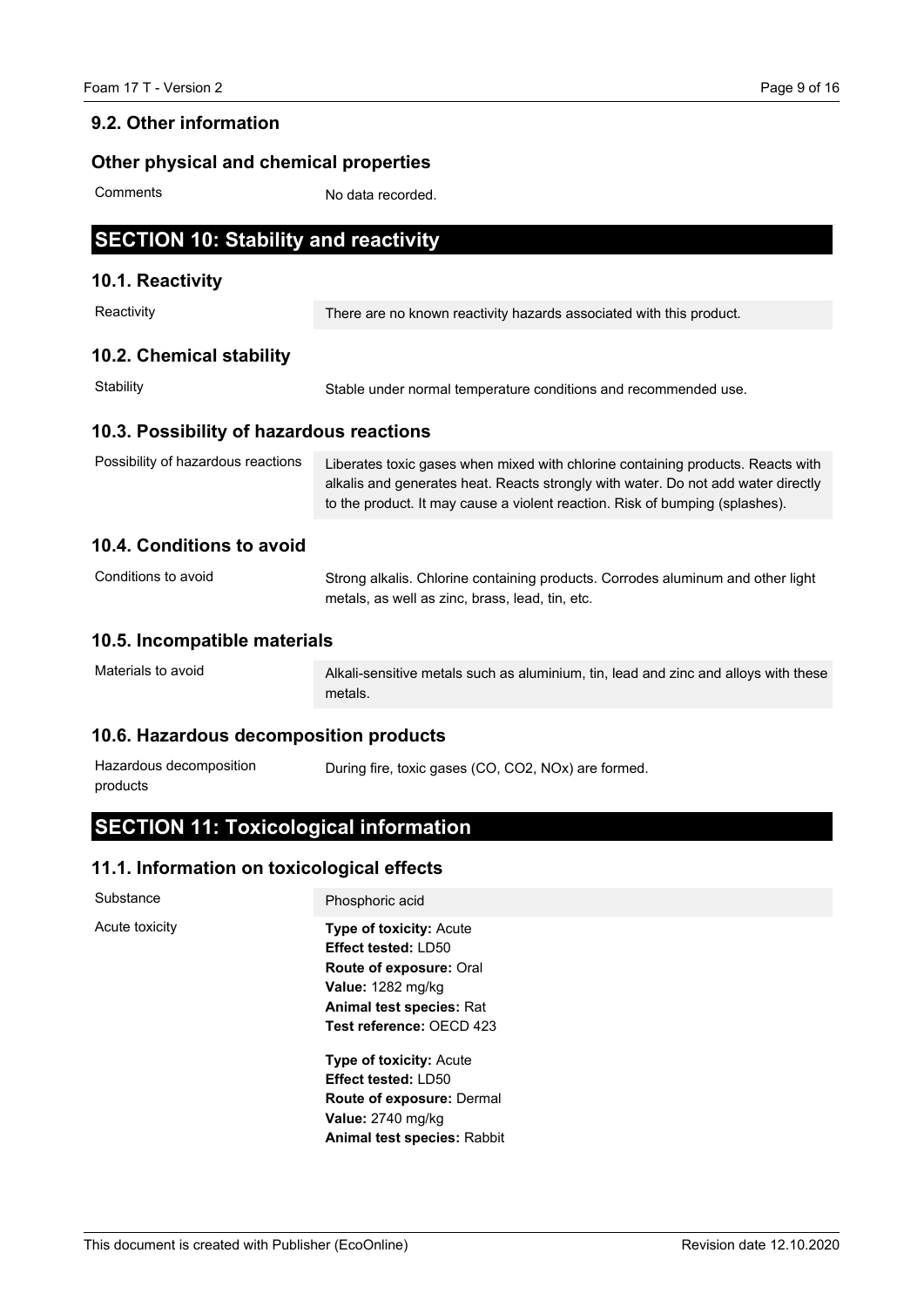## 9.2. Other information

### Other physical and chemical properties

| | |
|---|---|
| Comments | No data recorded. |

# SECTION 10: Stability and reactivity

## 10.1. Reactivity

| | |
|---|---|
| Reactivity | There are no known reactivity hazards associated with this product. |

## 10.2. Chemical stability

| | |
|---|---|
| Stability | Stable under normal temperature conditions and recommended use. |

## 10.3. Possibility of hazardous reactions

| | |
|---|---|
| Possibility of hazardous reactions | Liberates toxic gases when mixed with chlorine containing products. Reacts with alkalis and generates heat. Reacts strongly with water. Do not add water directly to the product. It may cause a violent reaction. Risk of bumping (splashes). |

## 10.4. Conditions to avoid

| | |
|---|---|
| Conditions to avoid | Strong alkalis. Chlorine containing products. Corrodes aluminum and other light metals, as well as zinc, brass, lead, tin, etc. |

## 10.5. Incompatible materials

| | |
|---|---|
| Materials to avoid | Alkali-sensitive metals such as aluminium, tin, lead and zinc and alloys with these metals. |

## 10.6. Hazardous decomposition products

| | |
|---|---|
| Hazardous decomposition products | During fire, toxic gases (CO, $CO_2$, $NO_x$) are formed. |

# SECTION 11: Toxicological information

## 11.1. Information on toxicological effects

Substance: Phosphoric acid

Acute toxicity:

**Type of toxicity:** Acute
**Effect tested:** LD50
**Route of exposure:** Oral
**Value:** 1282 mg/kg
**Animal test species:** Rat
**Test reference:** OECD 423

**Type of toxicity:** Acute
**Effect tested:** LD50
**Route of exposure:** Dermal
**Value:** 2740 mg/kg
**Animal test species:** Rabbit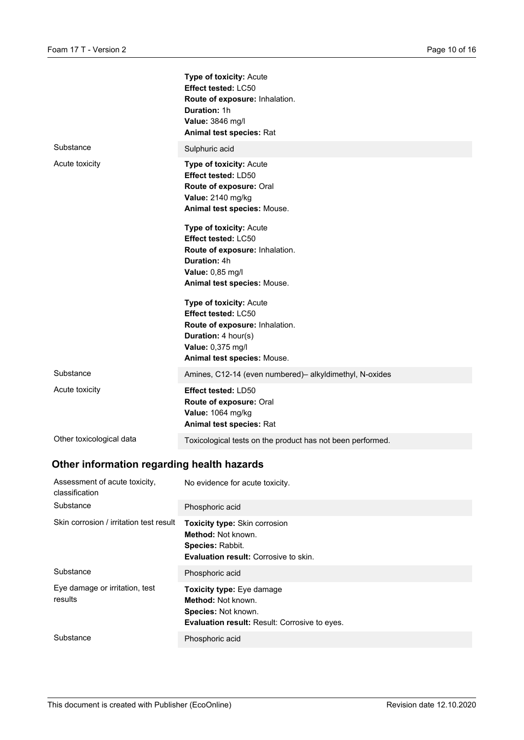| | |
|---|---|
| | **Type of toxicity:** Acute<br>**Effect tested:** LC50<br>**Route of exposure:** Inhalation.<br>**Duration:** 1h<br>**Value:** 3846 mg/l<br>**Animal test species:** Rat |
| Substance | Sulphuric acid |
| Acute toxicity | **Type of toxicity:** Acute<br>**Effect tested:** LD50<br>**Route of exposure:** Oral<br>**Value:** 2140 mg/kg<br>**Animal test species:** Mouse.<br><br>**Type of toxicity:** Acute<br>**Effect tested:** LC50<br>**Route of exposure:** Inhalation.<br>**Duration:** 4h<br>**Value:** 0,85 mg/l<br>**Animal test species:** Mouse.<br><br>**Type of toxicity:** Acute<br>**Effect tested:** LC50<br>**Route of exposure:** Inhalation.<br>**Duration:** 4 hour(s)<br>**Value:** 0,375 mg/l<br>**Animal test species:** Mouse. |
| Substance | Amines, C12-14 (even numbered)– alkyldimethyl, N-oxides |
| Acute toxicity | **Effect tested:** LD50<br>**Route of exposure:** Oral<br>**Value:** 1064 mg/kg<br>**Animal test species:** Rat |
| Other toxicological data | Toxicological tests on the product has not been performed. |

## Other information regarding health hazards

| | |
|---|---|
| Assessment of acute toxicity, classification | No evidence for acute toxicity. |
| Substance | Phosphoric acid |
| Skin corrosion / irritation test result | **Toxicity type:** Skin corrosion<br>**Method:** Not known.<br>**Species:** Rabbit.<br>**Evaluation result:** Corrosive to skin. |
| Substance | Phosphoric acid |
| Eye damage or irritation, test results | **Toxicity type:** Eye damage<br>**Method:** Not known.<br>**Species:** Not known.<br>**Evaluation result:** Result: Corrosive to eyes. |
| Substance | Phosphoric acid |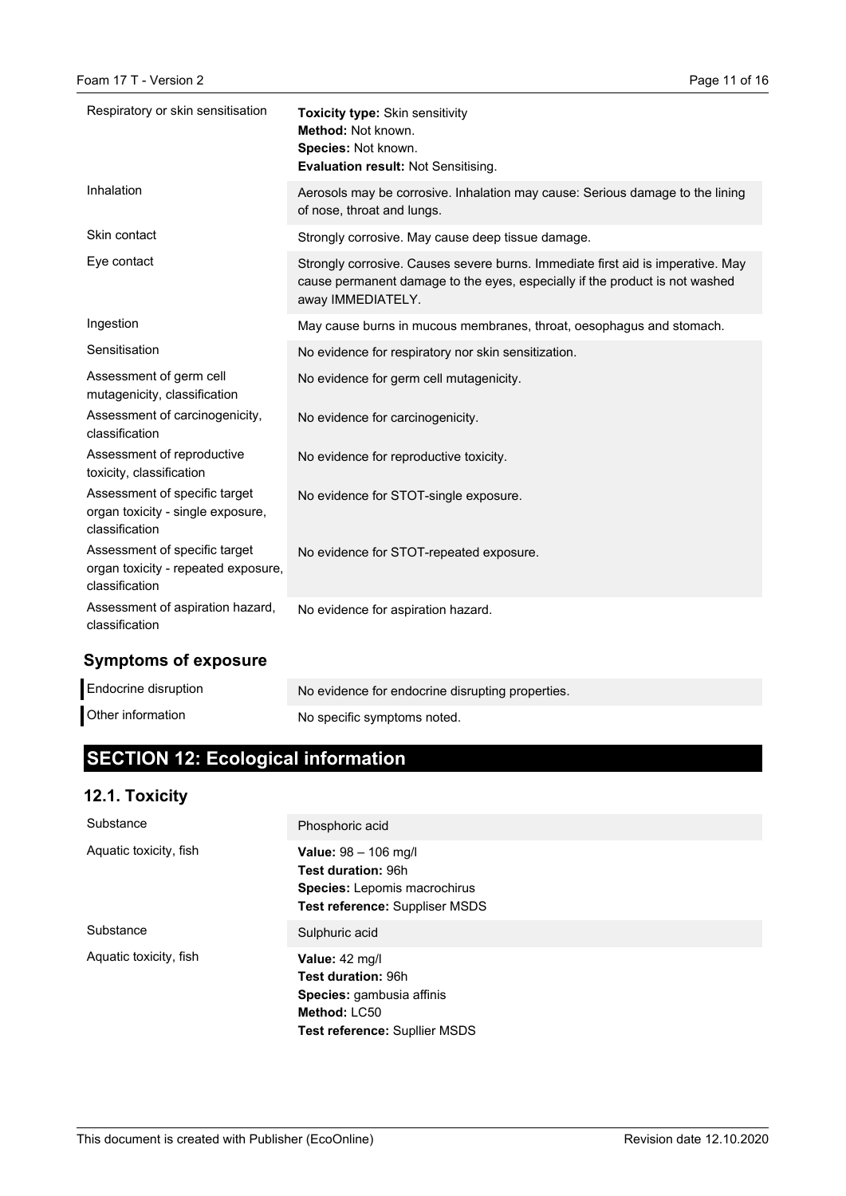| | |
|---|---|
| Respiratory or skin sensitisation | **Toxicity type:** Skin sensitivity<br>**Method:** Not known.<br>**Species:** Not known.<br>**Evaluation result:** Not Sensitising. |
| Inhalation | Aerosols may be corrosive. Inhalation may cause: Serious damage to the lining of nose, throat and lungs. |
| Skin contact | Strongly corrosive. May cause deep tissue damage. |
| Eye contact | Strongly corrosive. Causes severe burns. Immediate first aid is imperative. May cause permanent damage to the eyes, especially if the product is not washed away IMMEDIATELY. |
| Ingestion | May cause burns in mucous membranes, throat, oesophagus and stomach. |
| Sensitisation | No evidence for respiratory nor skin sensitization. |
| Assessment of germ cell mutagenicity, classification | No evidence for germ cell mutagenicity. |
| Assessment of carcinogenicity, classification | No evidence for carcinogenicity. |
| Assessment of reproductive toxicity, classification | No evidence for reproductive toxicity. |
| Assessment of specific target organ toxicity - single exposure, classification | No evidence for STOT-single exposure. |
| Assessment of specific target organ toxicity - repeated exposure, classification | No evidence for STOT-repeated exposure. |
| Assessment of aspiration hazard, classification | No evidence for aspiration hazard. |

### Symptoms of exposure

| | |
|---|---|
| Endocrine disruption | No evidence for endocrine disrupting properties. |
| Other information | No specific symptoms noted. |

## SECTION 12: Ecological information

### 12.1. Toxicity

| | |
|---|---|
| Substance | Phosphoric acid |
| Aquatic toxicity, fish | **Value:** 98 – 106 mg/l<br>**Test duration:** 96h<br>**Species:** Lepomis macrochirus<br>**Test reference:** Suppliser MSDS |
| Substance | Sulphuric acid |
| Aquatic toxicity, fish | **Value:** 42 mg/l<br>**Test duration:** 96h<br>**Species:** gambusia affinis<br>**Method:** LC50<br>**Test reference:** Supllier MSDS |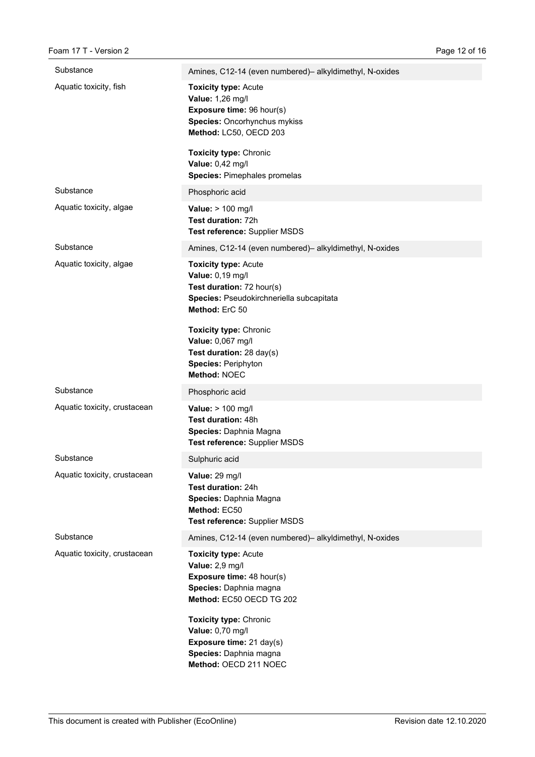| | |
|---|---|
| Substance | Amines, C12-14 (even numbered)– alkyldimethyl, N-oxides |
| Aquatic toxicity, fish | **Toxicity type:** Acute<br>**Value:** 1,26 mg/l<br>**Exposure time:** 96 hour(s)<br>**Species:** Oncorhynchus mykiss<br>**Method:** LC50, OECD 203<br><br>**Toxicity type:** Chronic<br>**Value:** 0,42 mg/l<br>**Species:** Pimephales promelas |
| Substance | Phosphoric acid |
| Aquatic toxicity, algae | **Value:** > 100 mg/l<br>**Test duration:** 72h<br>**Test reference:** Supplier MSDS |
| Substance | Amines, C12-14 (even numbered)– alkyldimethyl, N-oxides |
| Aquatic toxicity, algae | **Toxicity type:** Acute<br>**Value:** 0,19 mg/l<br>**Test duration:** 72 hour(s)<br>**Species:** Pseudokirchneriella subcapitata<br>**Method:** ErC 50<br><br>**Toxicity type:** Chronic<br>**Value:** 0,067 mg/l<br>**Test duration:** 28 day(s)<br>**Species:** Periphyton<br>**Method:** NOEC |
| Substance | Phosphoric acid |
| Aquatic toxicity, crustacean | **Value:** > 100 mg/l<br>**Test duration:** 48h<br>**Species:** Daphnia Magna<br>**Test reference:** Supplier MSDS |
| Substance | Sulphuric acid |
| Aquatic toxicity, crustacean | **Value:** 29 mg/l<br>**Test duration:** 24h<br>**Species:** Daphnia Magna<br>**Method:** EC50<br>**Test reference:** Supplier MSDS |
| Substance | Amines, C12-14 (even numbered)– alkyldimethyl, N-oxides |
| Aquatic toxicity, crustacean | **Toxicity type:** Acute<br>**Value:** 2,9 mg/l<br>**Exposure time:** 48 hour(s)<br>**Species:** Daphnia magna<br>**Method:** EC50 OECD TG 202<br><br>**Toxicity type:** Chronic<br>**Value:** 0,70 mg/l<br>**Exposure time:** 21 day(s)<br>**Species:** Daphnia magna<br>**Method:** OECD 211 NOEC |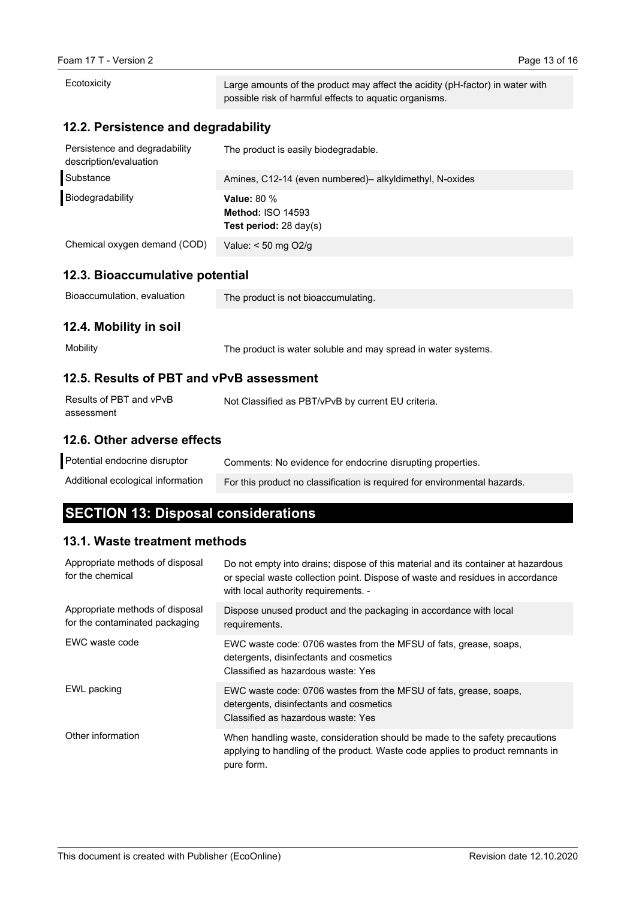| | |
|---|---|
| Ecotoxicity | Large amounts of the product may affect the acidity (pH-factor) in water with possible risk of harmful effects to aquatic organisms. |

### 12.2. Persistence and degradability

| | |
|---|---|
| Persistence and degradability description/evaluation | The product is easily biodegradable. |
| Substance | Amines, C12-14 (even numbered)– alkyldimethyl, N-oxides |
| Biodegradability | **Value:** 80 %<br>**Method:** ISO 14593<br>**Test period:** 28 day(s) |
| Chemical oxygen demand (COD) | Value: < 50 mg O2/g |

### 12.3. Bioaccumulative potential

| | |
|---|---|
| Bioaccumulation, evaluation | The product is not bioaccumulating. |

### 12.4. Mobility in soil

| | |
|---|---|
| Mobility | The product is water soluble and may spread in water systems. |

### 12.5. Results of PBT and vPvB assessment

| | |
|---|---|
| Results of PBT and vPvB assessment | Not Classified as PBT/vPvB by current EU criteria. |

### 12.6. Other adverse effects

| | |
|---|---|
| Potential endocrine disruptor | Comments: No evidence for endocrine disrupting properties. |
| Additional ecological information | For this product no classification is required for environmental hazards. |

## SECTION 13: Disposal considerations

### 13.1. Waste treatment methods

| | |
|---|---|
| Appropriate methods of disposal for the chemical | Do not empty into drains; dispose of this material and its container at hazardous or special waste collection point. Dispose of waste and residues in accordance with local authority requirements. - |
| Appropriate methods of disposal for the contaminated packaging | Dispose unused product and the packaging in accordance with local requirements. |
| EWC waste code | EWC waste code: 0706 wastes from the MFSU of fats, grease, soaps, detergents, disinfectants and cosmetics<br>Classified as hazardous waste: Yes |
| EWL packing | EWC waste code: 0706 wastes from the MFSU of fats, grease, soaps, detergents, disinfectants and cosmetics<br>Classified as hazardous waste: Yes |
| Other information | When handling waste, consideration should be made to the safety precautions applying to handling of the product. Waste code applies to product remnants in pure form. |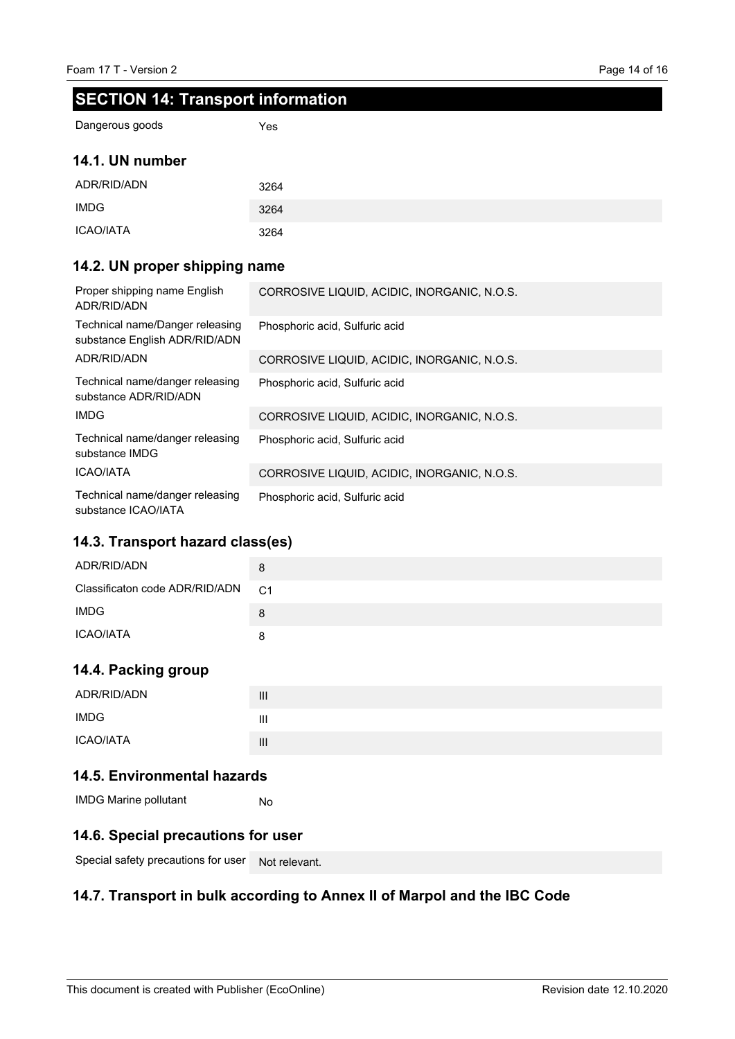## SECTION 14: Transport information

| | |
|---|---|
| Dangerous goods | Yes |

### 14.1. UN number

| | |
|---|---|
| ADR/RID/ADN | 3264 |
| IMDG | 3264 |
| ICAO/IATA | 3264 |

### 14.2. UN proper shipping name

| | |
|---|---|
| Proper shipping name English ADR/RID/ADN | CORROSIVE LIQUID, ACIDIC, INORGANIC, N.O.S. |
| Technical name/Danger releasing substance English ADR/RID/ADN | Phosphoric acid, Sulfuric acid |
| ADR/RID/ADN | CORROSIVE LIQUID, ACIDIC, INORGANIC, N.O.S. |
| Technical name/danger releasing substance ADR/RID/ADN | Phosphoric acid, Sulfuric acid |
| IMDG | CORROSIVE LIQUID, ACIDIC, INORGANIC, N.O.S. |
| Technical name/danger releasing substance IMDG | Phosphoric acid, Sulfuric acid |
| ICAO/IATA | CORROSIVE LIQUID, ACIDIC, INORGANIC, N.O.S. |
| Technical name/danger releasing substance ICAO/IATA | Phosphoric acid, Sulfuric acid |

### 14.3. Transport hazard class(es)

| | |
|---|---|
| ADR/RID/ADN | 8 |
| Classificaton code ADR/RID/ADN | C1 |
| IMDG | 8 |
| ICAO/IATA | 8 |

### 14.4. Packing group

| | |
|---|---|
| ADR/RID/ADN | III |
| IMDG | III |
| ICAO/IATA | III |

### 14.5. Environmental hazards

| | |
|---|---|
| IMDG Marine pollutant | No |

### 14.6. Special precautions for user

| | |
|---|---|
| Special safety precautions for user | Not relevant. |

### 14.7. Transport in bulk according to Annex II of Marpol and the IBC Code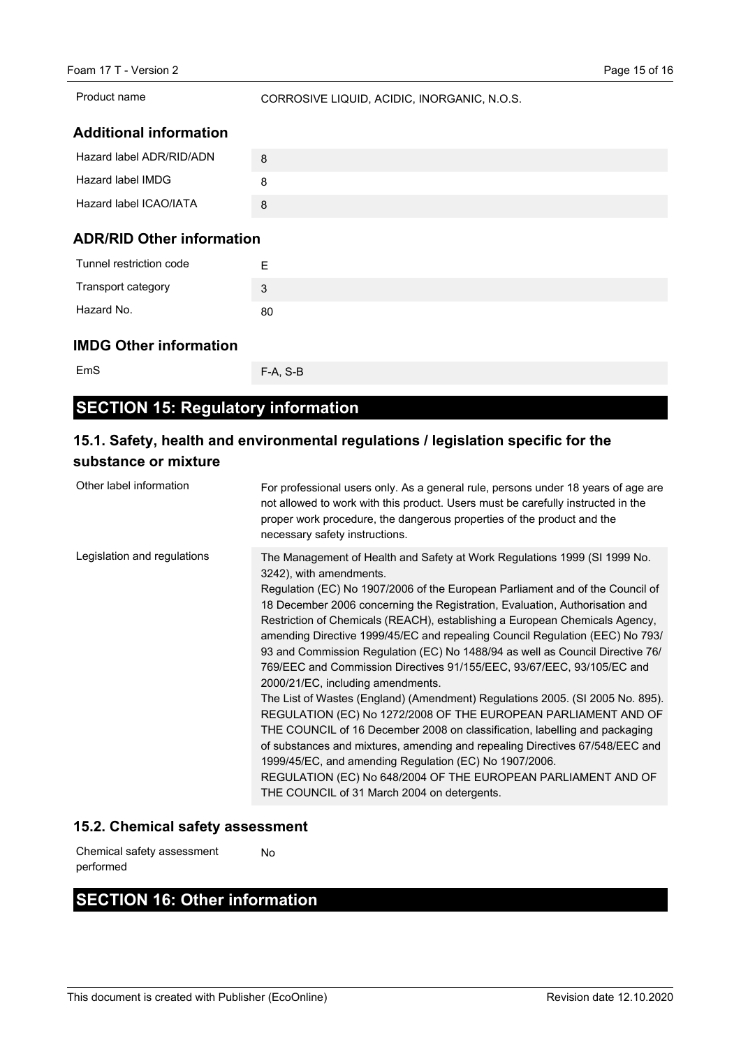| | |
|---|---|
| Product name | CORROSIVE LIQUID, ACIDIC, INORGANIC, N.O.S. |

### Additional information

| | |
|---|---|
| Hazard label ADR/RID/ADN | 8 |
| Hazard label IMDG | 8 |
| Hazard label ICAO/IATA | 8 |

### ADR/RID Other information

| | |
|---|---|
| Tunnel restriction code | E |
| Transport category | 3 |
| Hazard No. | 80 |

### IMDG Other information

| | |
|---|---|
| EmS | F-A, S-B |

## SECTION 15: Regulatory information

### 15.1. Safety, health and environmental regulations / legislation specific for the substance or mixture

| | |
|---|---|
| Other label information | For professional users only. As a general rule, persons under 18 years of age are not allowed to work with this product. Users must be carefully instructed in the proper work procedure, the dangerous properties of the product and the necessary safety instructions. |
| Legislation and regulations | The Management of Health and Safety at Work Regulations 1999 (SI 1999 No. 3242), with amendments.<br>Regulation (EC) No 1907/2006 of the European Parliament and of the Council of 18 December 2006 concerning the Registration, Evaluation, Authorisation and Restriction of Chemicals (REACH), establishing a European Chemicals Agency, amending Directive 1999/45/EC and repealing Council Regulation (EEC) No 793/93 and Commission Regulation (EC) No 1488/94 as well as Council Directive 76/769/EEC and Commission Directives 91/155/EEC, 93/67/EEC, 93/105/EC and 2000/21/EC, including amendments.<br>The List of Wastes (England) (Amendment) Regulations 2005. (SI 2005 No. 895).<br>REGULATION (EC) No 1272/2008 OF THE EUROPEAN PARLIAMENT AND OF THE COUNCIL of 16 December 2008 on classification, labelling and packaging of substances and mixtures, amending and repealing Directives 67/548/EEC and 1999/45/EC, and amending Regulation (EC) No 1907/2006.<br>REGULATION (EC) No 648/2004 OF THE EUROPEAN PARLIAMENT AND OF THE COUNCIL of 31 March 2004 on detergents. |

### 15.2. Chemical safety assessment

| | |
|---|---|
| Chemical safety assessment performed | No |

## SECTION 16: Other information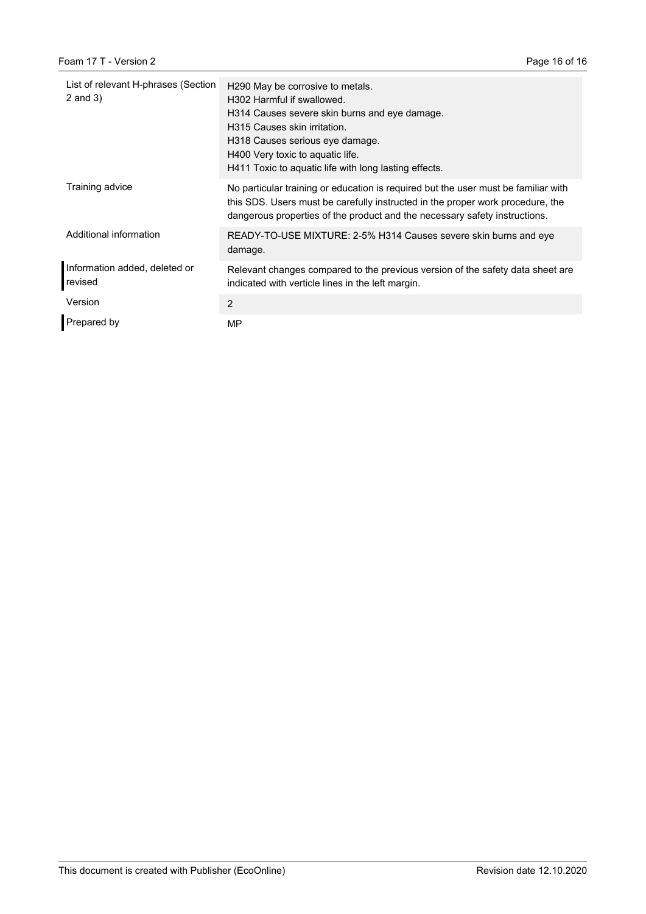| | |
|---|---|
| List of relevant H-phrases (Section 2 and 3) | H290 May be corrosive to metals.<br>H302 Harmful if swallowed.<br>H314 Causes severe skin burns and eye damage.<br>H315 Causes skin irritation.<br>H318 Causes serious eye damage.<br>H400 Very toxic to aquatic life.<br>H411 Toxic to aquatic life with long lasting effects. |
| Training advice | No particular training or education is required but the user must be familiar with this SDS. Users must be carefully instructed in the proper work procedure, the dangerous properties of the product and the necessary safety instructions. |
| Additional information | READY-TO-USE MIXTURE: 2-5% H314 Causes severe skin burns and eye damage. |
| Information added, deleted or revised | Relevant changes compared to the previous version of the safety data sheet are indicated with verticle lines in the left margin. |
| Version | 2 |
| Prepared by | MP |

This document is created with Publisher (EcoOnline)

Revision date 12.10.2020